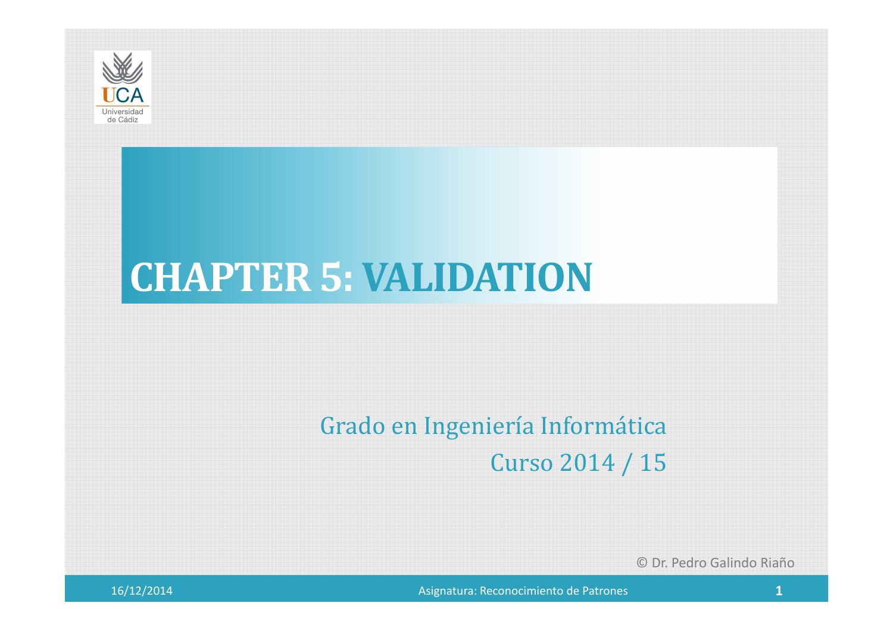# CHAPTER 5: VALIDATION

Grado en Ingeniería Informática

Curso 2014 / 15

© Dr. Pedro Galindo Riaño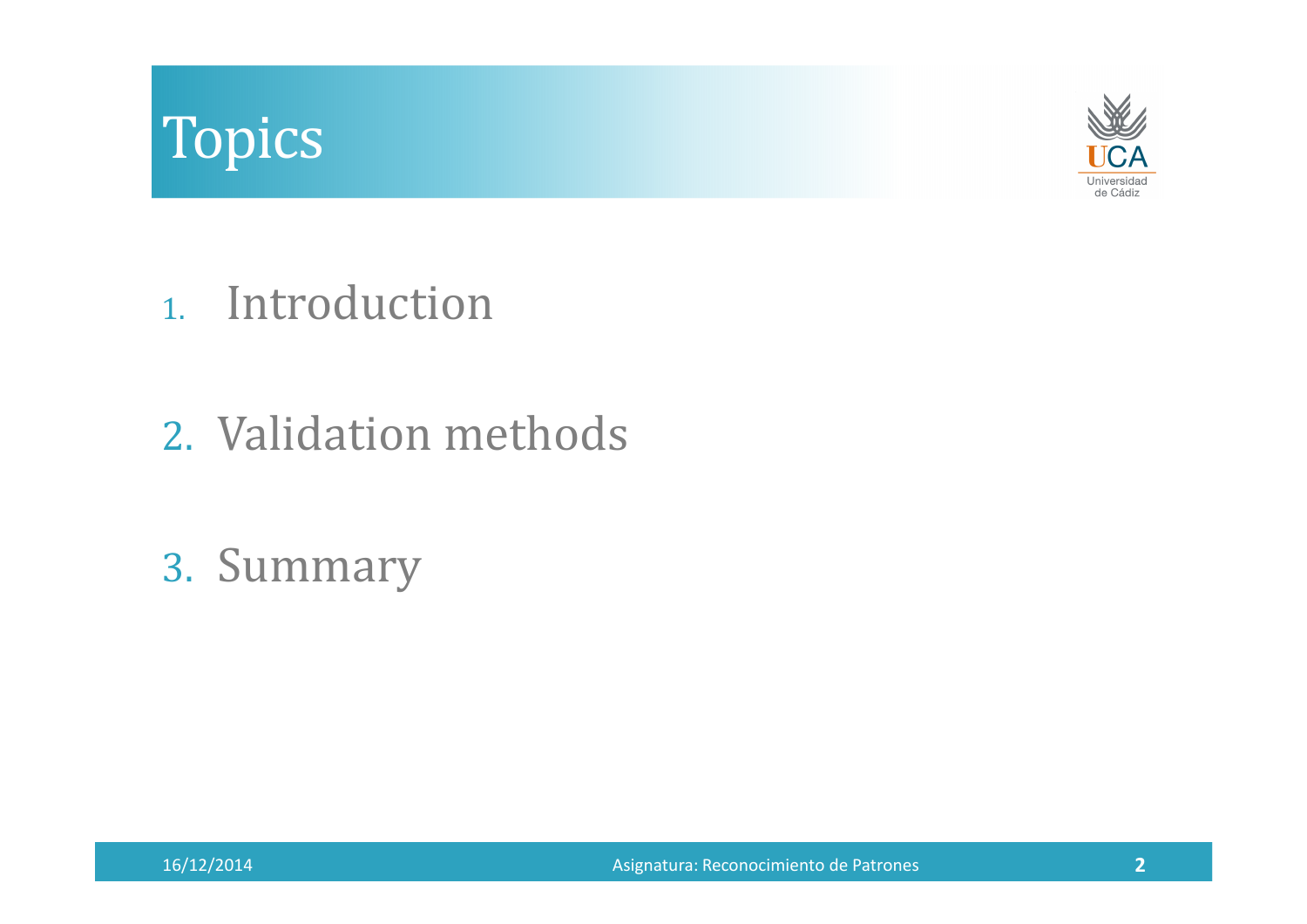# Topics

1. Introduction
2. Validation methods
3. Summary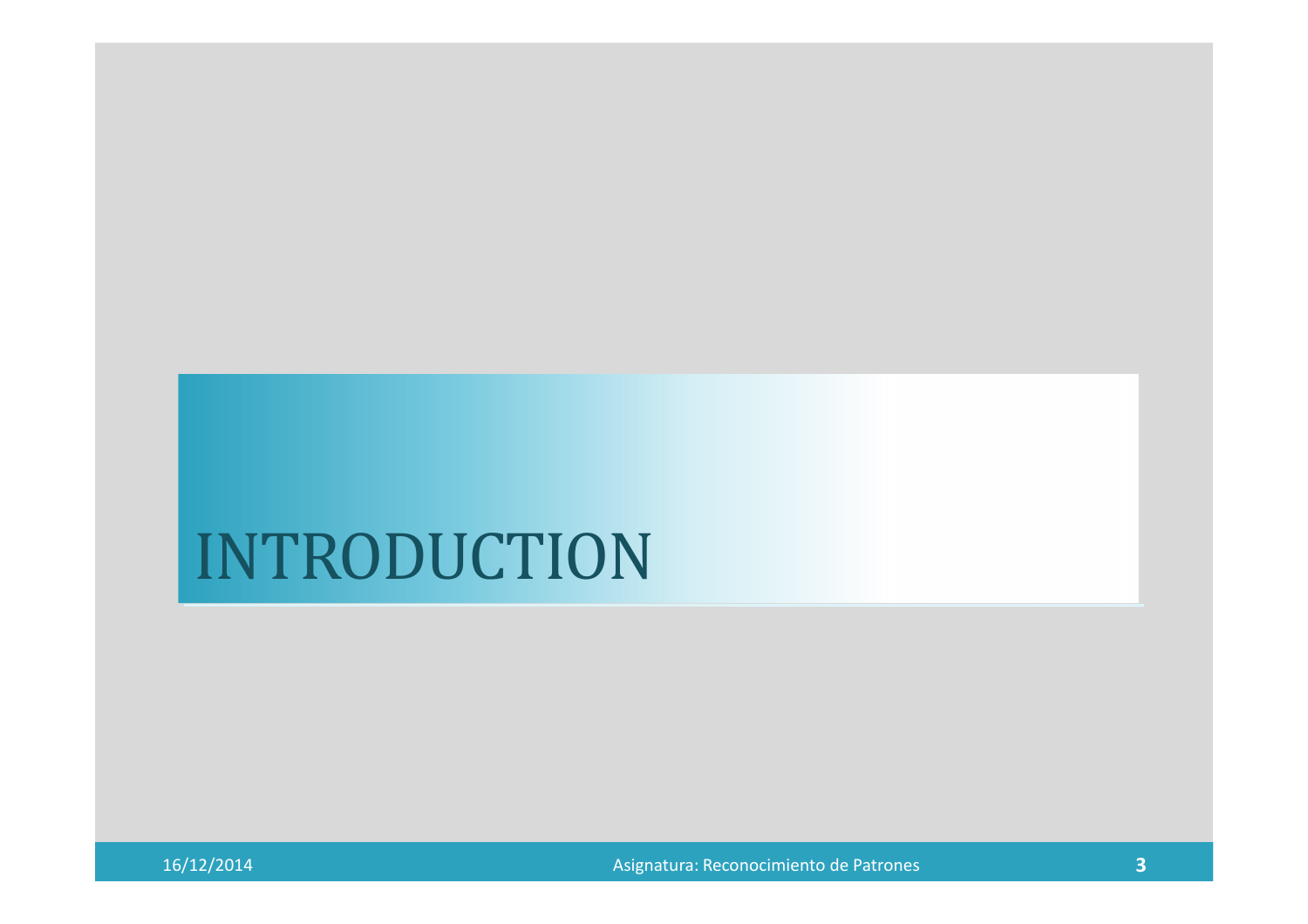# INTRODUCTION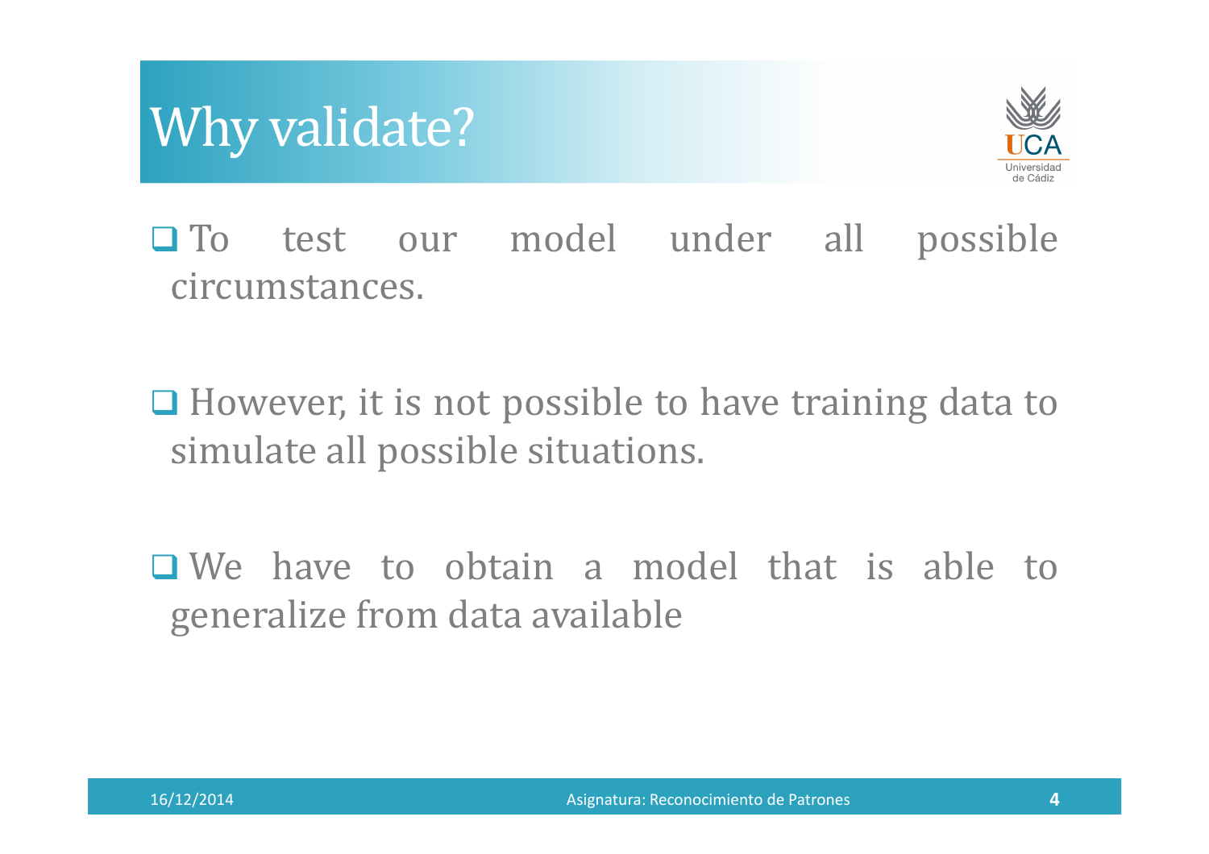# Why validate?

- To test our model under all possible circumstances.

- However, it is not possible to have training data to simulate all possible situations.

- We have to obtain a model that is able to generalize from data available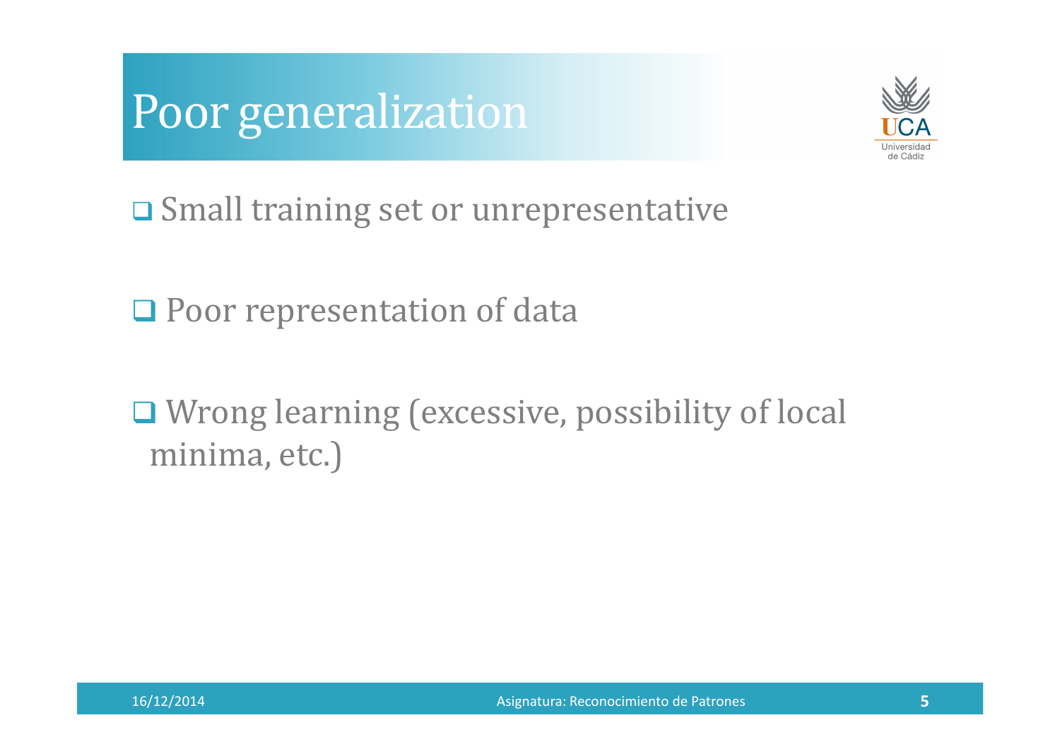# Poor generalization

- Small training set or unrepresentative

- Poor representation of data

- Wrong learning (excessive, possibility of local minima, etc.)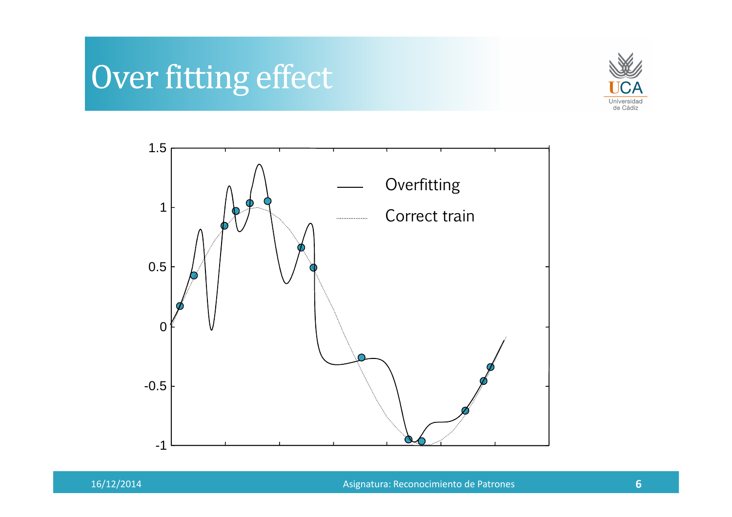# Over fitting effect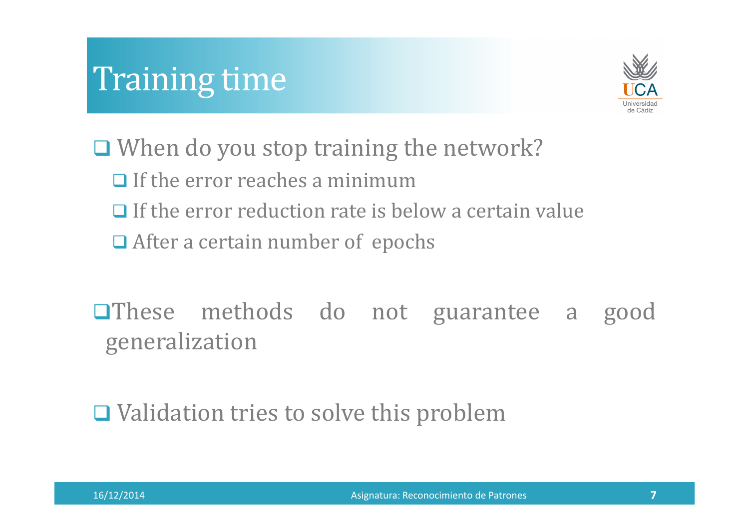# Training time

- When do you stop training the network?
  - If the error reaches a minimum
  - If the error reduction rate is below a certain value
  - After a certain number of epochs

- These methods do not guarantee a good generalization

- Validation tries to solve this problem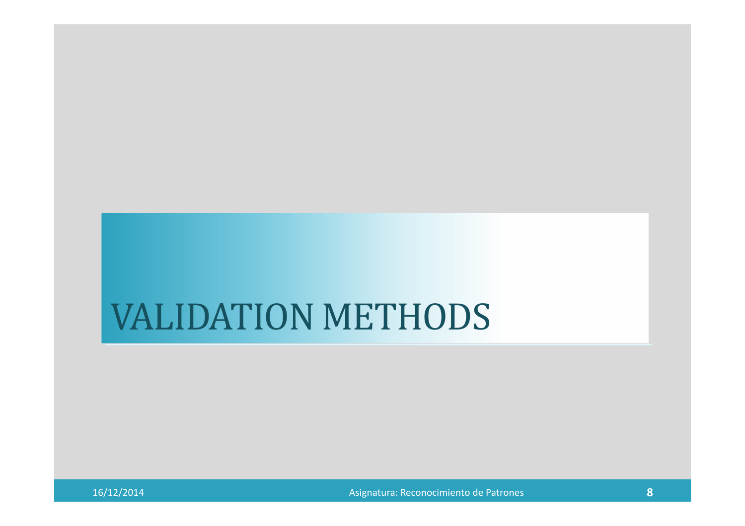# VALIDATION METHODS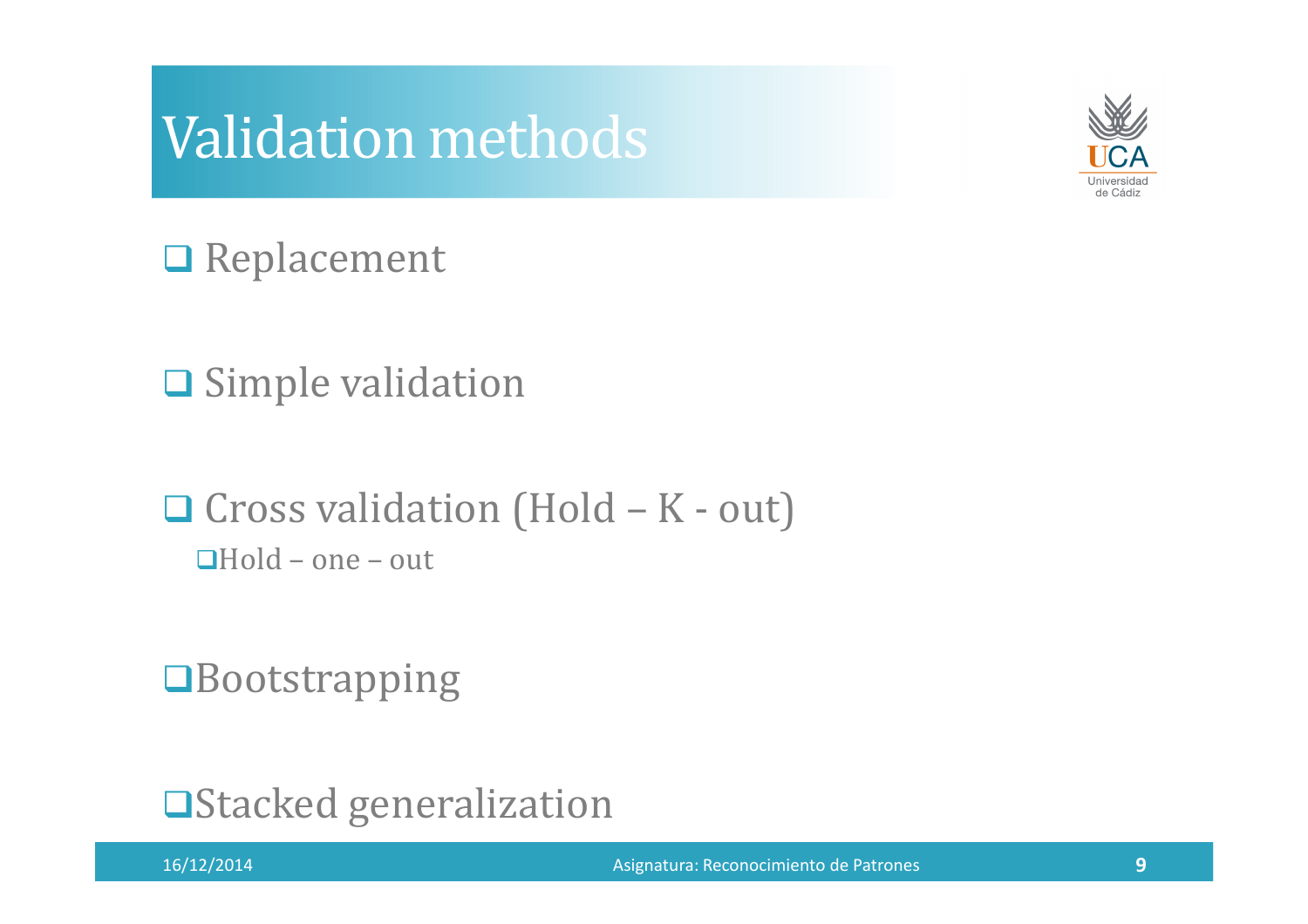# Validation methods

- Replacement
- Simple validation
- Cross validation (Hold – K - out)
  - Hold – one – out
- Bootstrapping
- Stacked generalization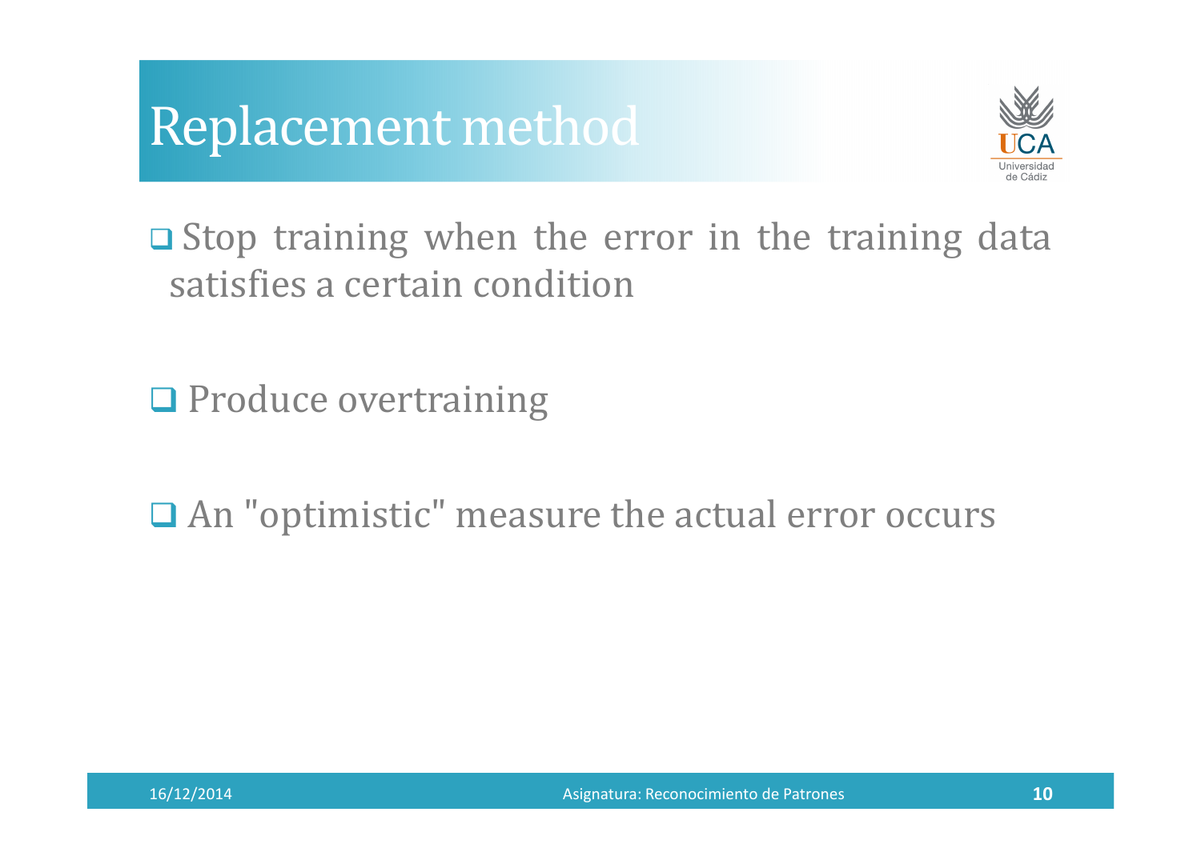# Replacement method

- Stop training when the error in the training data satisfies a certain condition

- Produce overtraining

- An "optimistic" measure the actual error occurs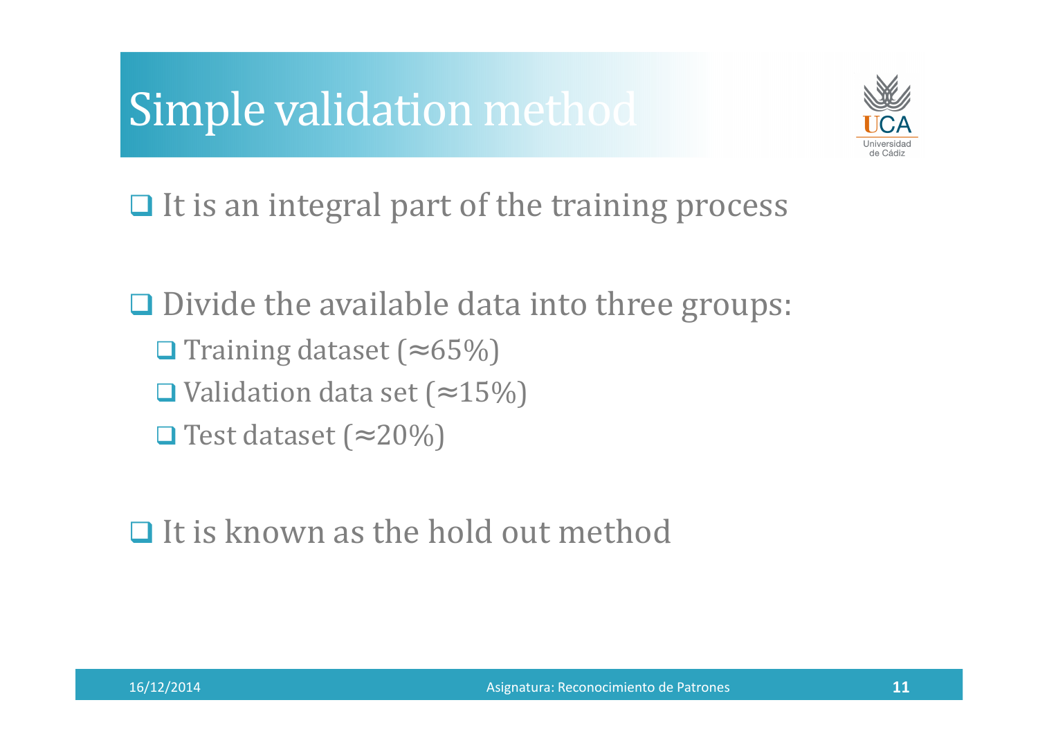# Simple validation method

- It is an integral part of the training process

- Divide the available data into three groups:
  - Training dataset (≈65%)
  - Validation data set (≈15%)
  - Test dataset (≈20%)

- It is known as the hold out method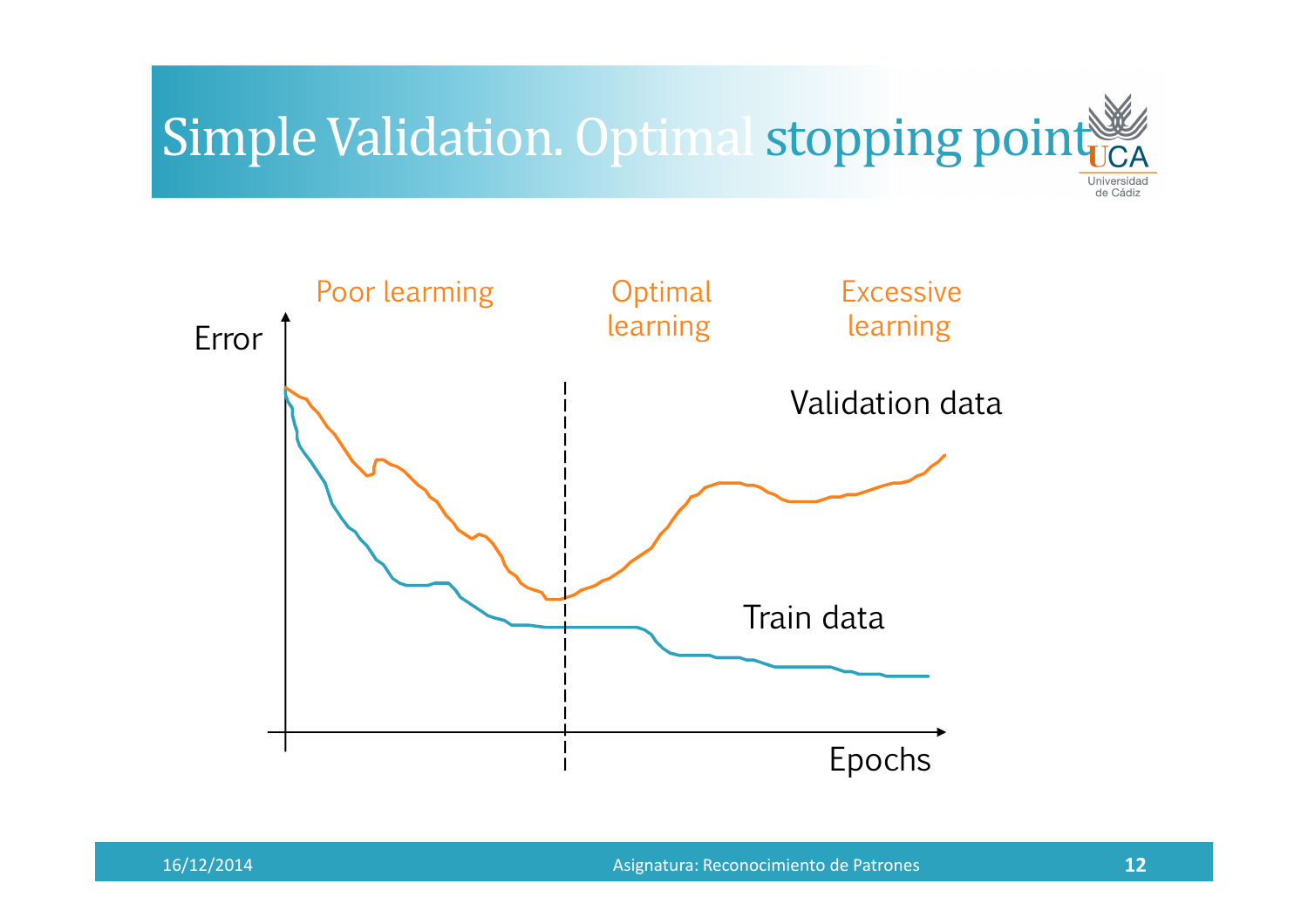# Simple Validation. Optimal stopping point

Poor learming

Optimal learning

Excessive learning

Error

Validation data

Train data

Epochs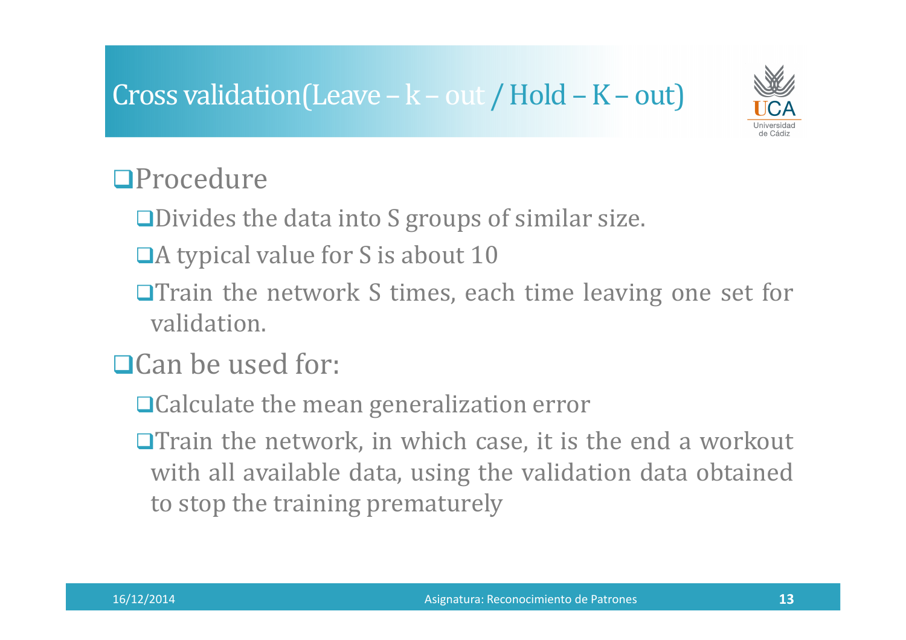# Cross validation(Leave – k – out / Hold – K – out)

- Procedure
  - Divides the data into S groups of similar size.
  - A typical value for S is about 10
  - Train the network S times, each time leaving one set for validation.
- Can be used for:
  - Calculate the mean generalization error
  - Train the network, in which case, it is the end a workout with all available data, using the validation data obtained to stop the training prematurely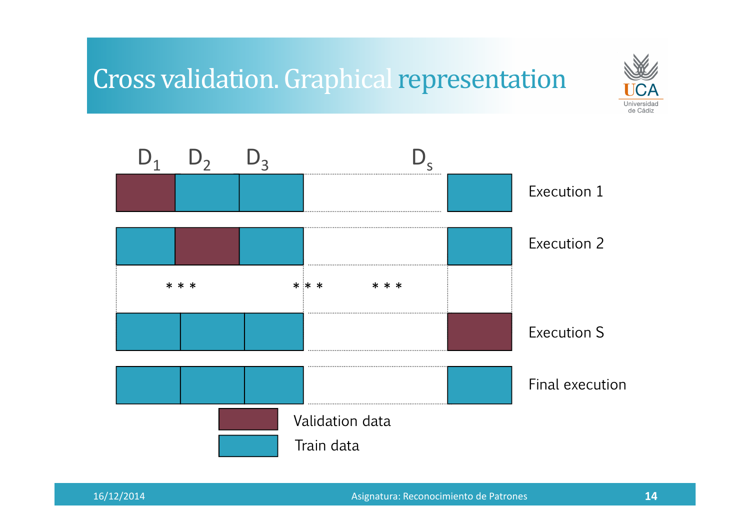# Cross validation. Graphical representation

| $D_1$ | $D_2$ | $D_3$ | ... | $D_s$ | |
|---|---|---|---|---|---|
| Validation | Train | Train | ... | Train | Execution 1 |
| Train | Validation | Train | ... | Train | Execution 2 |
| * * * | | * * * | * * * | | |
| Train | Train | Train | ... | Validation | Execution S |
| Train | Train | Train | ... | Train | Final execution |

Validation data

Train data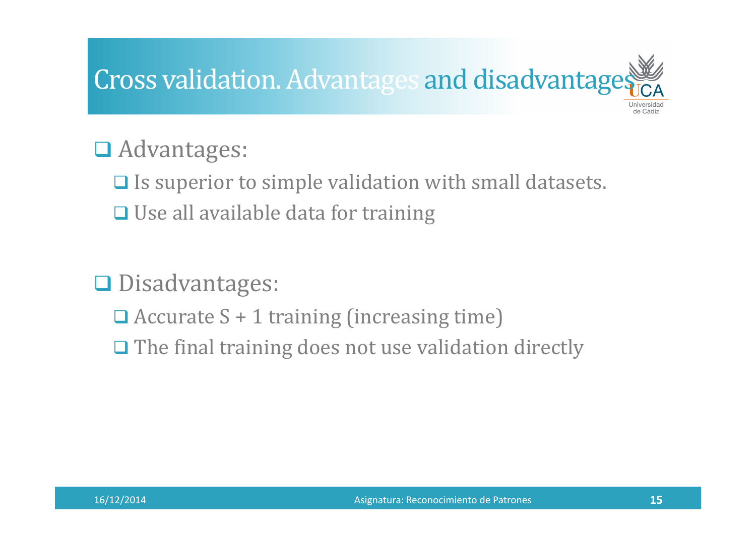# Cross validation. Advantages and disadvantages

- Advantages:
  - Is superior to simple validation with small datasets.
  - Use all available data for training
- Disadvantages:
  - Accurate S + 1 training (increasing time)
  - The final training does not use validation directly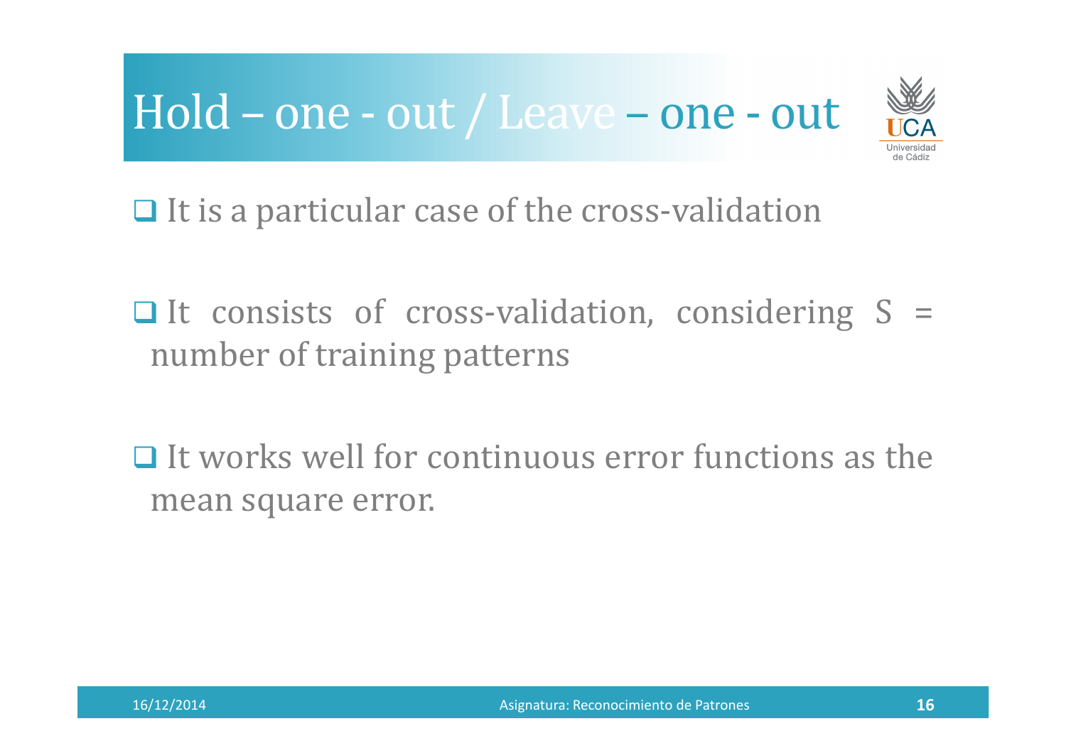# Hold – one - out / Leave – one - out

- It is a particular case of the cross-validation
- It consists of cross-validation, considering S = number of training patterns
- It works well for continuous error functions as the mean square error.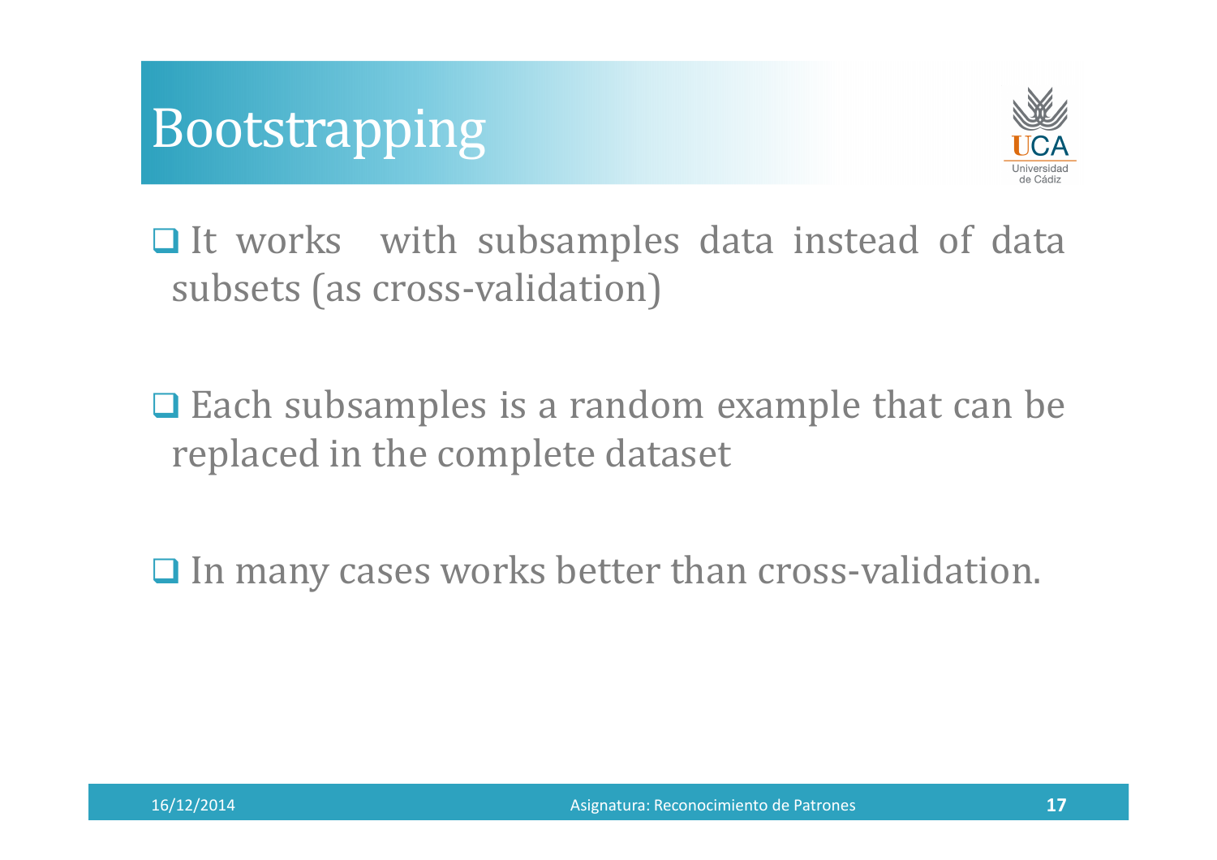# Bootstrapping

- It works with subsamples data instead of data subsets (as cross-validation)

- Each subsamples is a random example that can be replaced in the complete dataset

- In many cases works better than cross-validation.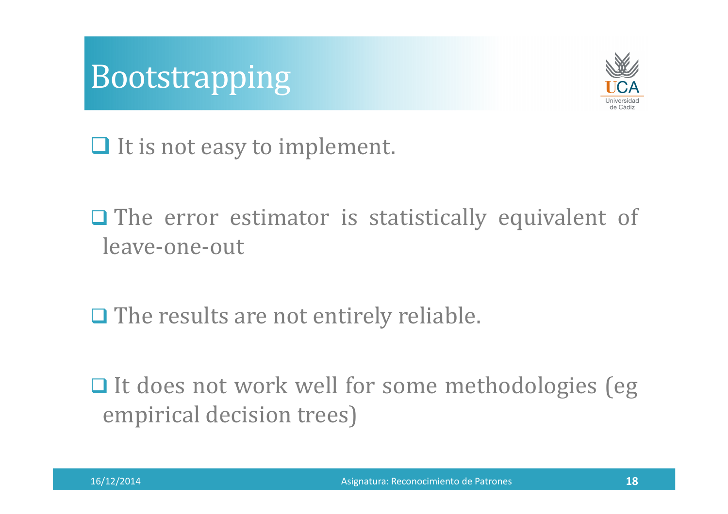# Bootstrapping

- It is not easy to implement.
- The error estimator is statistically equivalent of leave-one-out
- The results are not entirely reliable.
- It does not work well for some methodologies (eg empirical decision trees)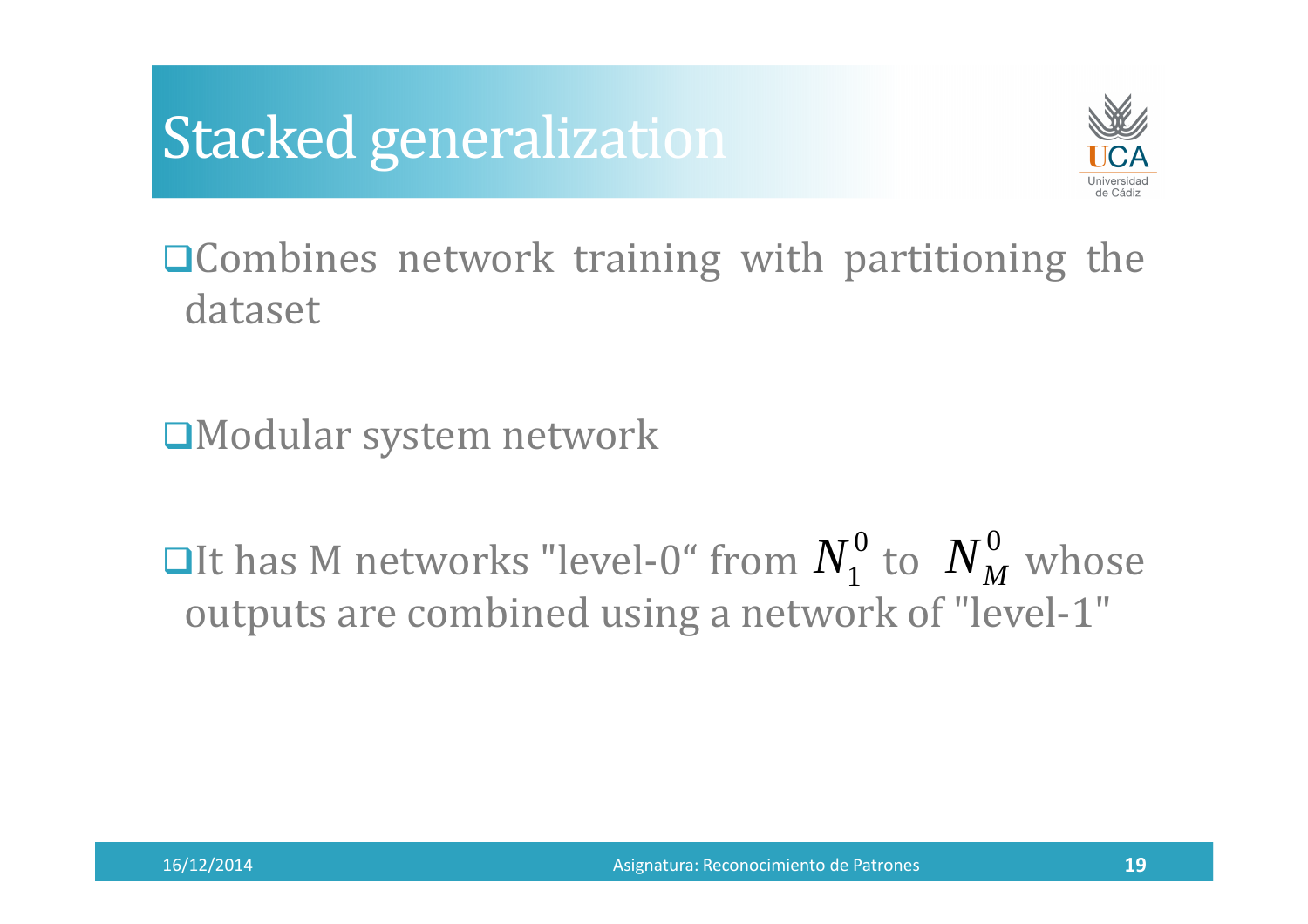# Stacked generalization

- Combines network training with partitioning the dataset

- Modular system network

- It has M networks "level-0“ from $N_1^0$ to $N_M^0$ whose outputs are combined using a network of "level-1"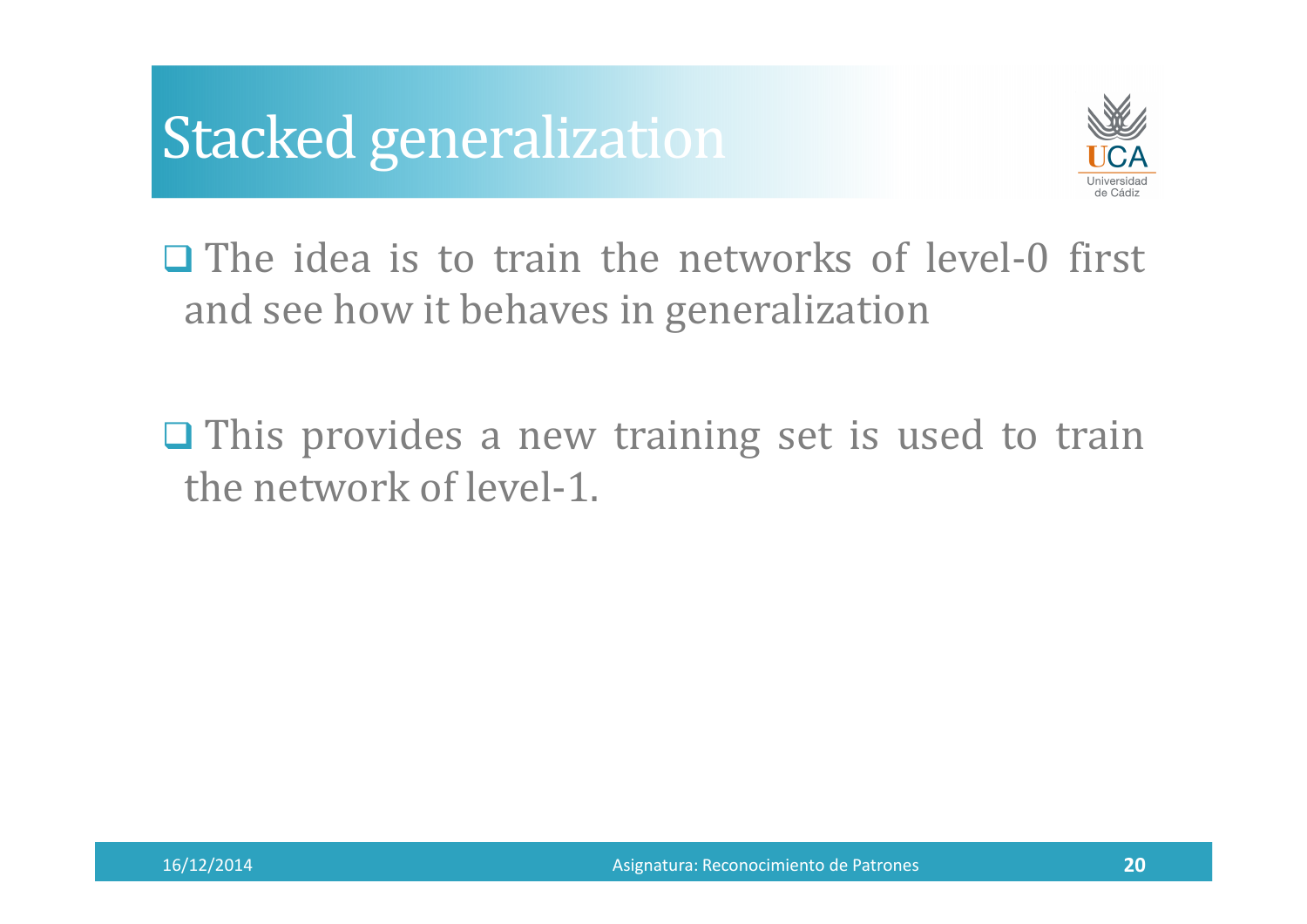# Stacked generalization

- The idea is to train the networks of level-0 first and see how it behaves in generalization

- This provides a new training set is used to train the network of level-1.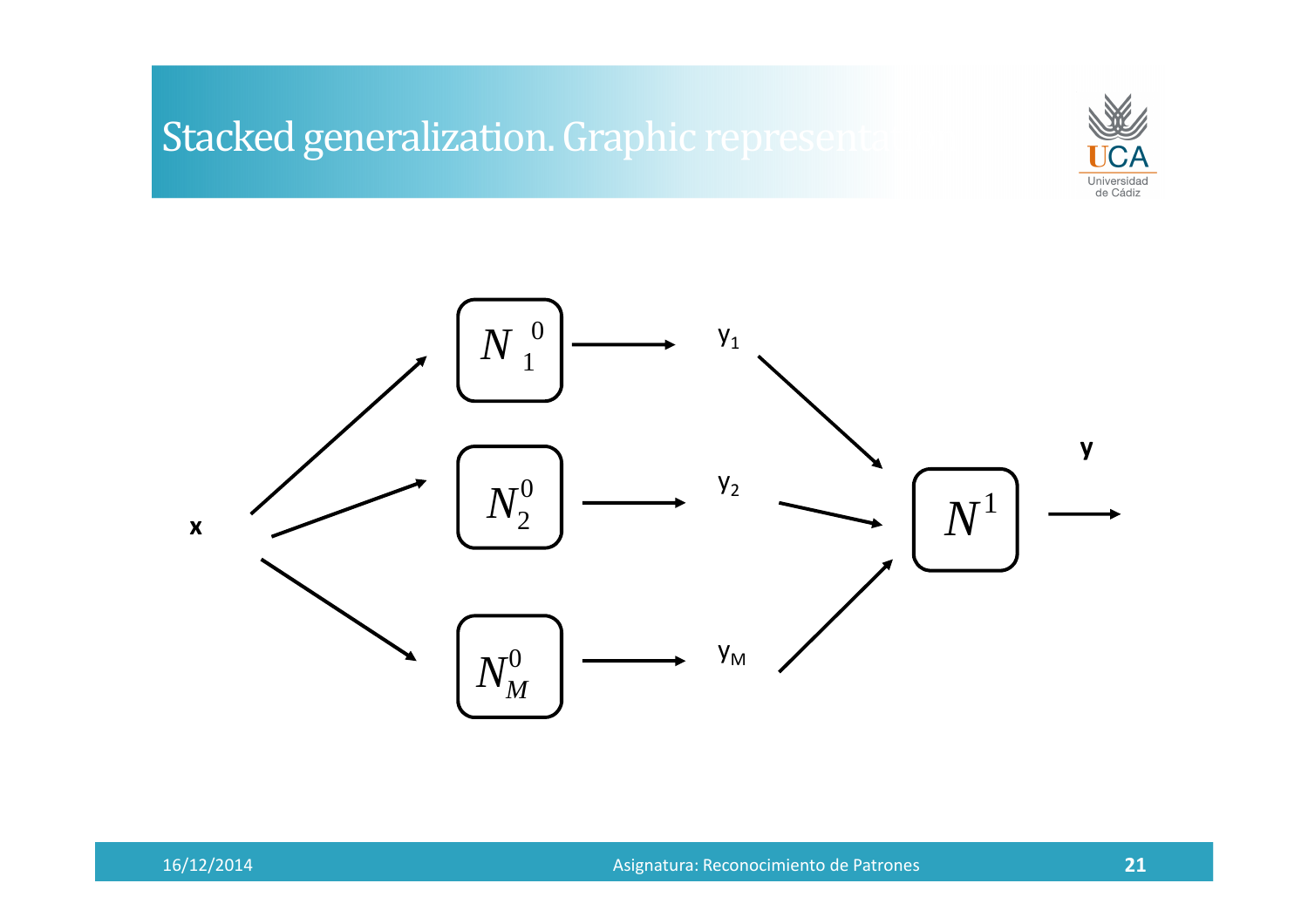# Stacked generalization. Graphic representation

x

$N_1^0$ → $y_1$

$N_2^0$ → $y_2$

$N_M^0$ → $y_M$

$N^1$ → **y**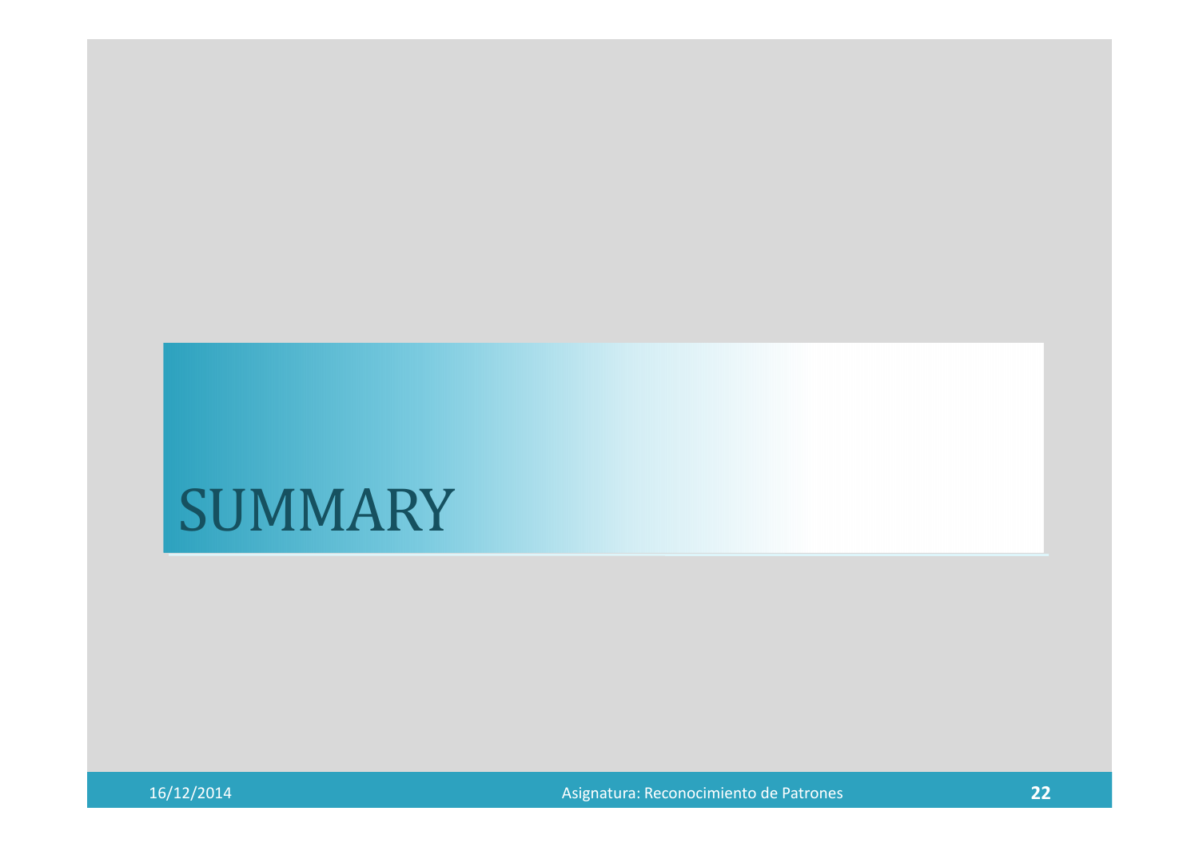# SUMMARY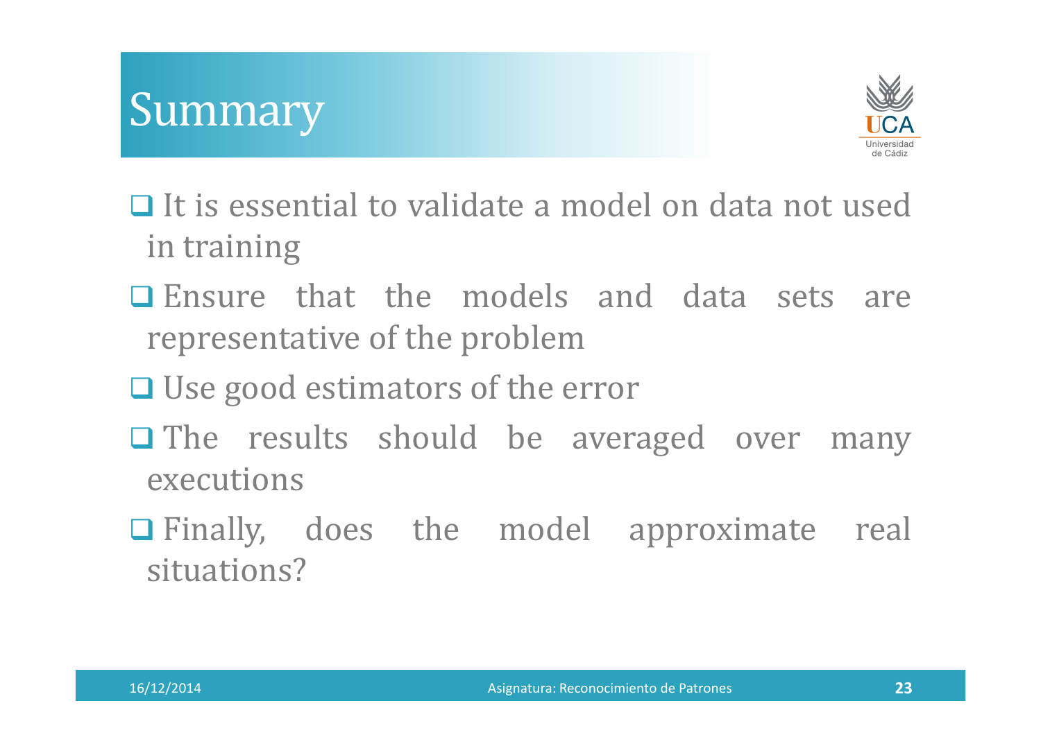# Summary

- It is essential to validate a model on data not used in training
- Ensure that the models and data sets are representative of the problem
- Use good estimators of the error
- The results should be averaged over many executions
- Finally, does the model approximate real situations?